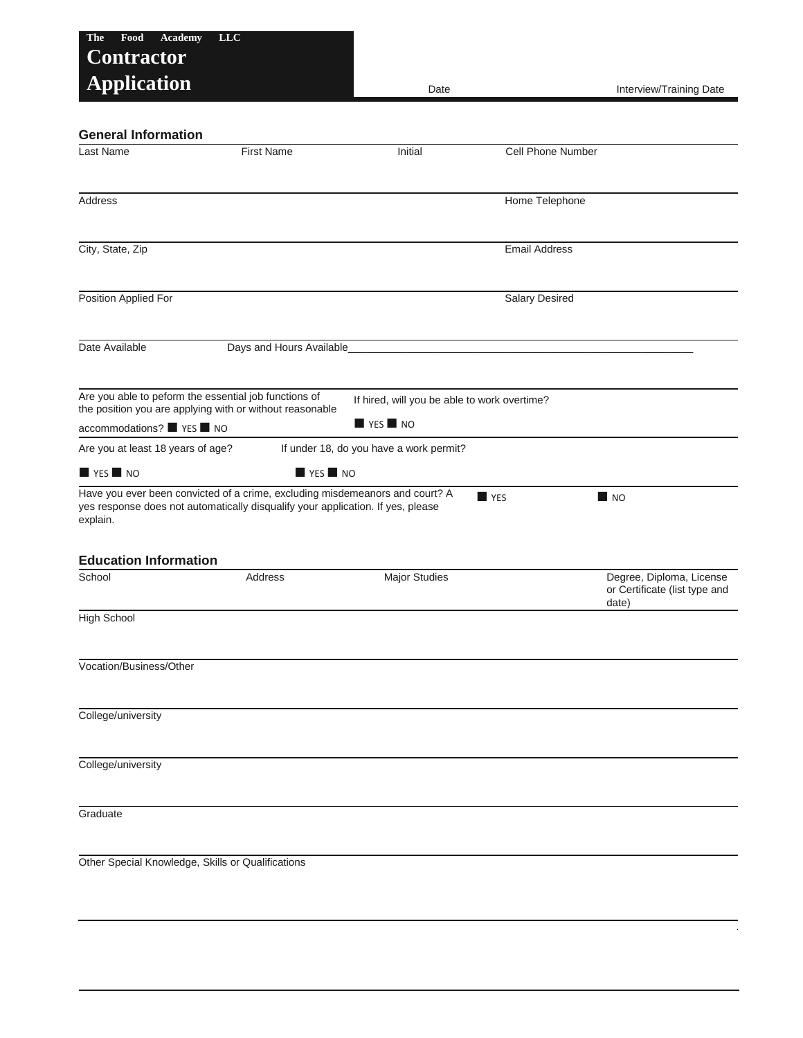**The Food Academy LLC**

# Contractor Application

Date | Interview/Training Date

## General Information

| Last Name | First Name | Initial | Cell Phone Number |
|---|---|---|---|
| | | | |

| Address | Home Telephone |
|---|---|
| | |

| City, State, Zip | Email Address |
|---|---|
| | |

| Position Applied For | Salary Desired |
|---|---|
| | |

Date Available    Days and Hours Available________________________________________________________________

Are you able to peform the essential job functions of the position you are applying with or without reasonable accommodations? ■ YES ■ NO

If hired, will you be able to work overtime? ■ YES ■ NO

Are you at least 18 years of age? ■ YES ■ NO

If under 18, do you have a work permit? ■ YES ■ NO

Have you ever been convicted of a crime, excluding misdemeanors and court? A yes response does not automatically disqualify your application. If yes, please explain. ■ YES ■ NO

## Education Information

| School | Address | Major Studies | Degree, Diploma, License or Certificate (list type and date) |
|---|---|---|---|
| High School | | | |
| Vocation/Business/Other | | | |
| College/university | | | |
| College/university | | | |
| Graduate | | | |

Other Special Knowledge, Skills or Qualifications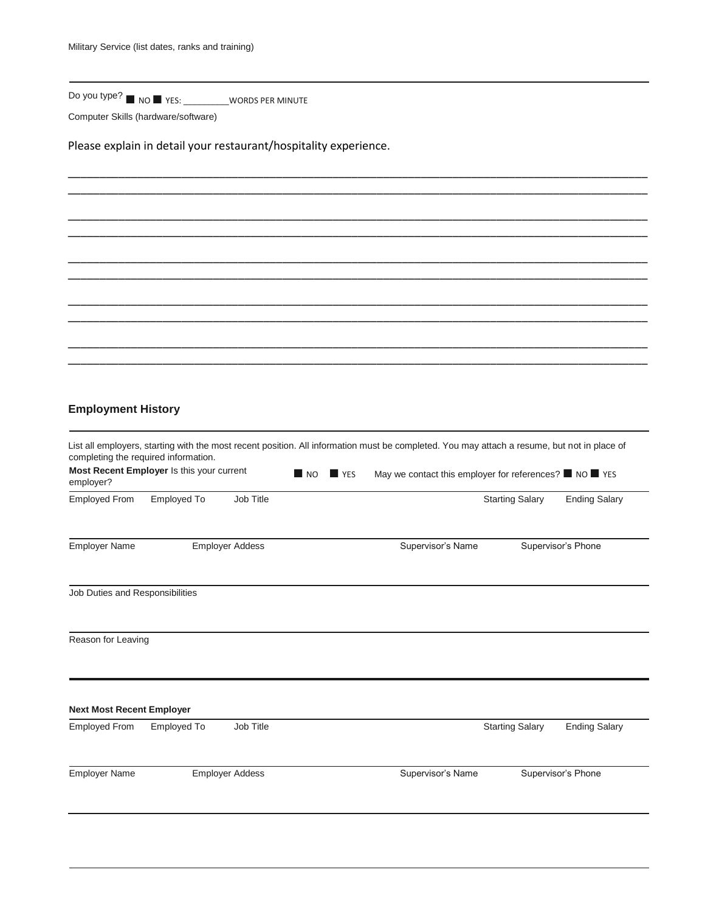Military Service (list dates, ranks and training)

Do you type? ■ NO ■ YES: _________WORDS PER MINUTE

Computer Skills (hardware/software)

Please explain in detail your restaurant/hospitality experience.

______________________________________________________________________________________

______________________________________________________________________________________

______________________________________________________________________________________

______________________________________________________________________________________

______________________________________________________________________________________

______________________________________________________________________________________

______________________________________________________________________________________

______________________________________________________________________________________

______________________________________________________________________________________

______________________________________________________________________________________

## Employment History

List all employers, starting with the most recent position. All information must be completed. You may attach a resume, but not in place of completing the required information.

**Most Recent Employer** Is this your current employer? ■ NO ■ YES May we contact this employer for references? ■ NO ■ YES

| Employed From | Employed To | Job Title | Starting Salary | Ending Salary |
|---|---|---|---|---|
| | | | | |

| Employer Name | Employer Addess | Supervisor's Name | Supervisor's Phone |
|---|---|---|---|
| | | | |

Job Duties and Responsibilities

Reason for Leaving

**Next Most Recent Employer**

| Employed From | Employed To | Job Title | Starting Salary | Ending Salary |
|---|---|---|---|---|
| | | | | |

| Employer Name | Employer Addess | Supervisor's Name | Supervisor's Phone |
|---|---|---|---|
| | | | |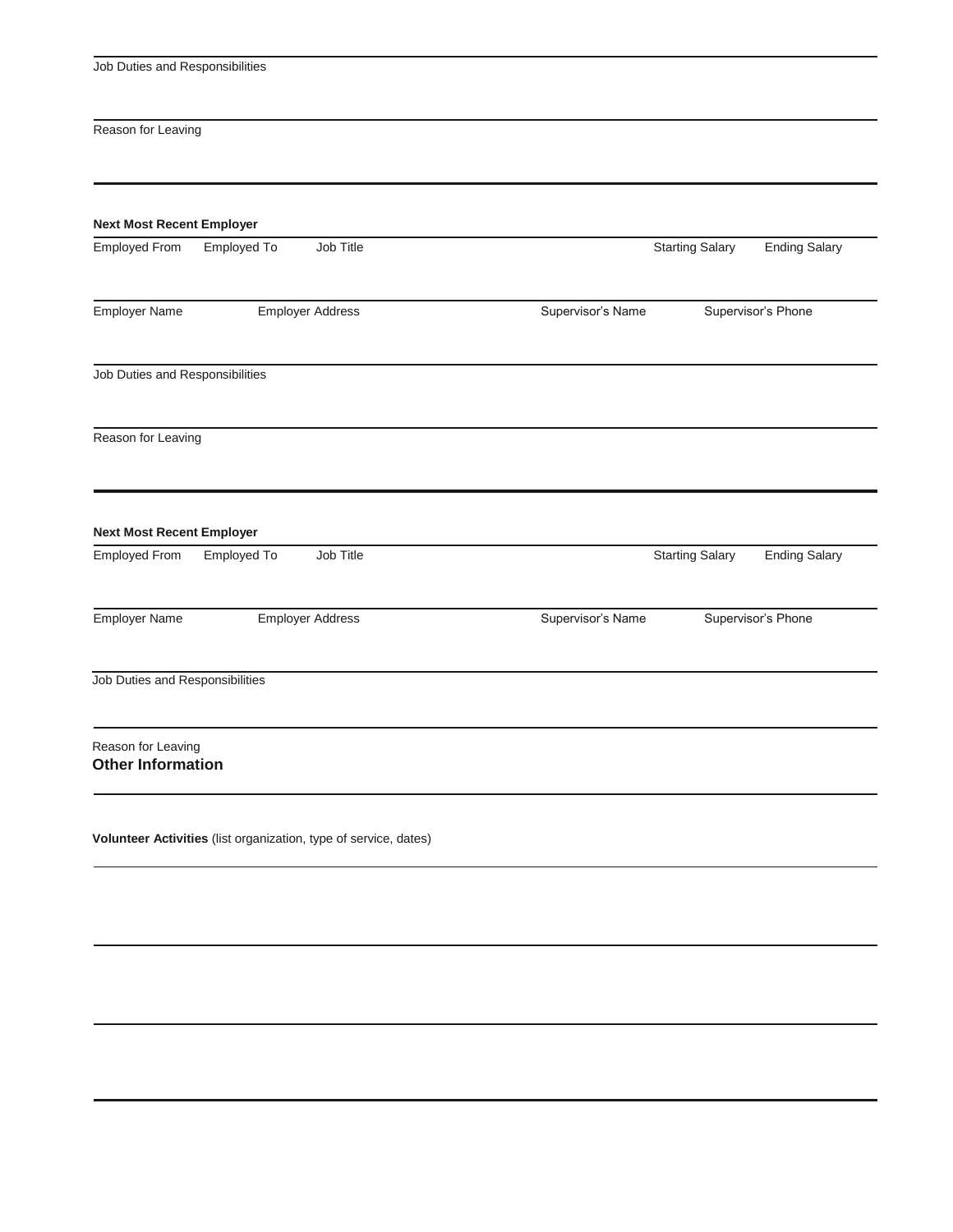Job Duties and Responsibilities

Reason for Leaving

---

**Next Most Recent Employer**

| Employed From | Employed To | Job Title | Starting Salary | Ending Salary |
|---|---|---|---|---|
| | | | | |

| Employer Name | Employer Address | Supervisor's Name | Supervisor's Phone |
|---|---|---|---|
| | | | |

Job Duties and Responsibilities

Reason for Leaving

---

**Next Most Recent Employer**

| Employed From | Employed To | Job Title | Starting Salary | Ending Salary |
|---|---|---|---|---|
| | | | | |

| Employer Name | Employer Address | Supervisor's Name | Supervisor's Phone |
|---|---|---|---|
| | | | |

Job Duties and Responsibilities

Reason for Leaving

## Other Information

**Volunteer Activities** (list organization, type of service, dates)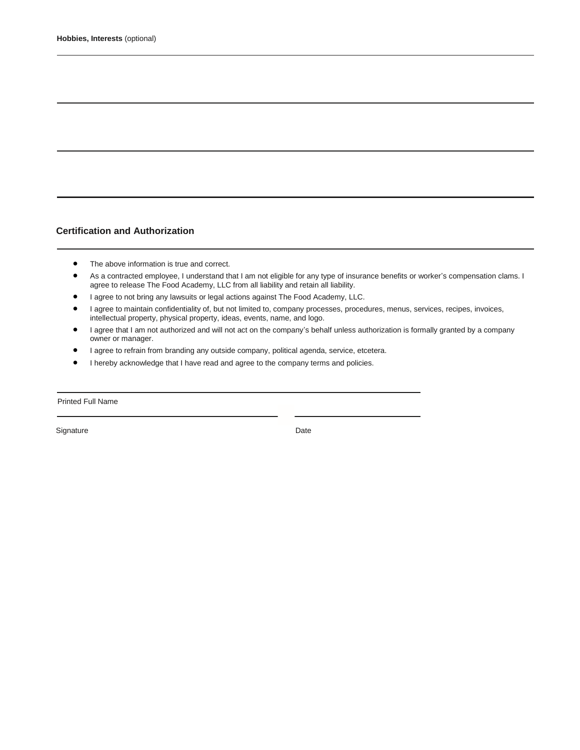**Hobbies, Interests** (optional)

## Certification and Authorization

- The above information is true and correct.
- As a contracted employee, I understand that I am not eligible for any type of insurance benefits or worker's compensation clams. I agree to release The Food Academy, LLC from all liability and retain all liability.
- I agree to not bring any lawsuits or legal actions against The Food Academy, LLC.
- I agree to maintain confidentiality of, but not limited to, company processes, procedures, menus, services, recipes, invoices, intellectual property, physical property, ideas, events, name, and logo.
- I agree that I am not authorized and will not act on the company's behalf unless authorization is formally granted by a company owner or manager.
- I agree to refrain from branding any outside company, political agenda, service, etcetera.
- I hereby acknowledge that I have read and agree to the company terms and policies.

Printed Full Name

Signature

Date